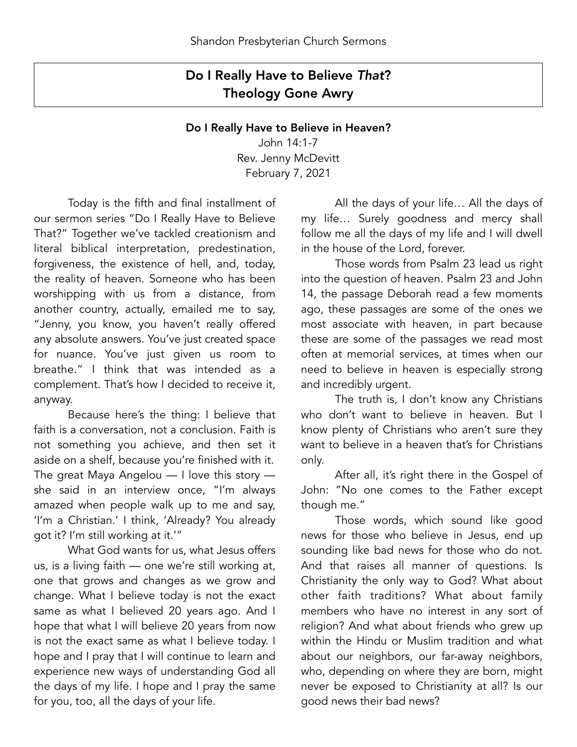Shandon Presbyterian Church Sermons

# Do I Really Have to Believe *That*?
# Theology Gone Awry

## Do I Really Have to Believe in Heaven?

John 14:1-7
Rev. Jenny McDevitt
February 7, 2021

Today is the fifth and final installment of our sermon series "Do I Really Have to Believe That?" Together we've tackled creationism and literal biblical interpretation, predestination, forgiveness, the existence of hell, and, today, the reality of heaven. Someone who has been worshipping with us from a distance, from another country, actually, emailed me to say, "Jenny, you know, you haven't really offered any absolute answers. You've just created space for nuance. You've just given us room to breathe." I think that was intended as a complement. That's how I decided to receive it, anyway.

Because here's the thing: I believe that faith is a conversation, not a conclusion. Faith is not something you achieve, and then set it aside on a shelf, because you're finished with it. The great Maya Angelou — I love this story — she said in an interview once, "I'm always amazed when people walk up to me and say, 'I'm a Christian.' I think, 'Already? You already got it? I'm still working at it.'"

What God wants for us, what Jesus offers us, is a living faith — one we're still working at, one that grows and changes as we grow and change. What I believe today is not the exact same as what I believed 20 years ago. And I hope that what I will believe 20 years from now is not the exact same as what I believe today. I hope and I pray that I will continue to learn and experience new ways of understanding God all the days of my life. I hope and I pray the same for you, too, all the days of your life.

All the days of your life… All the days of my life… Surely goodness and mercy shall follow me all the days of my life and I will dwell in the house of the Lord, forever.

Those words from Psalm 23 lead us right into the question of heaven. Psalm 23 and John 14, the passage Deborah read a few moments ago, these passages are some of the ones we most associate with heaven, in part because these are some of the passages we read most often at memorial services, at times when our need to believe in heaven is especially strong and incredibly urgent.

The truth is, I don't know any Christians who don't want to believe in heaven. But I know plenty of Christians who aren't sure they want to believe in a heaven that's for Christians only.

After all, it's right there in the Gospel of John: "No one comes to the Father except though me."

Those words, which sound like good news for those who believe in Jesus, end up sounding like bad news for those who do not. And that raises all manner of questions. Is Christianity the only way to God? What about other faith traditions? What about family members who have no interest in any sort of religion? And what about friends who grew up within the Hindu or Muslim tradition and what about our neighbors, our far-away neighbors, who, depending on where they are born, might never be exposed to Christianity at all? Is our good news their bad news?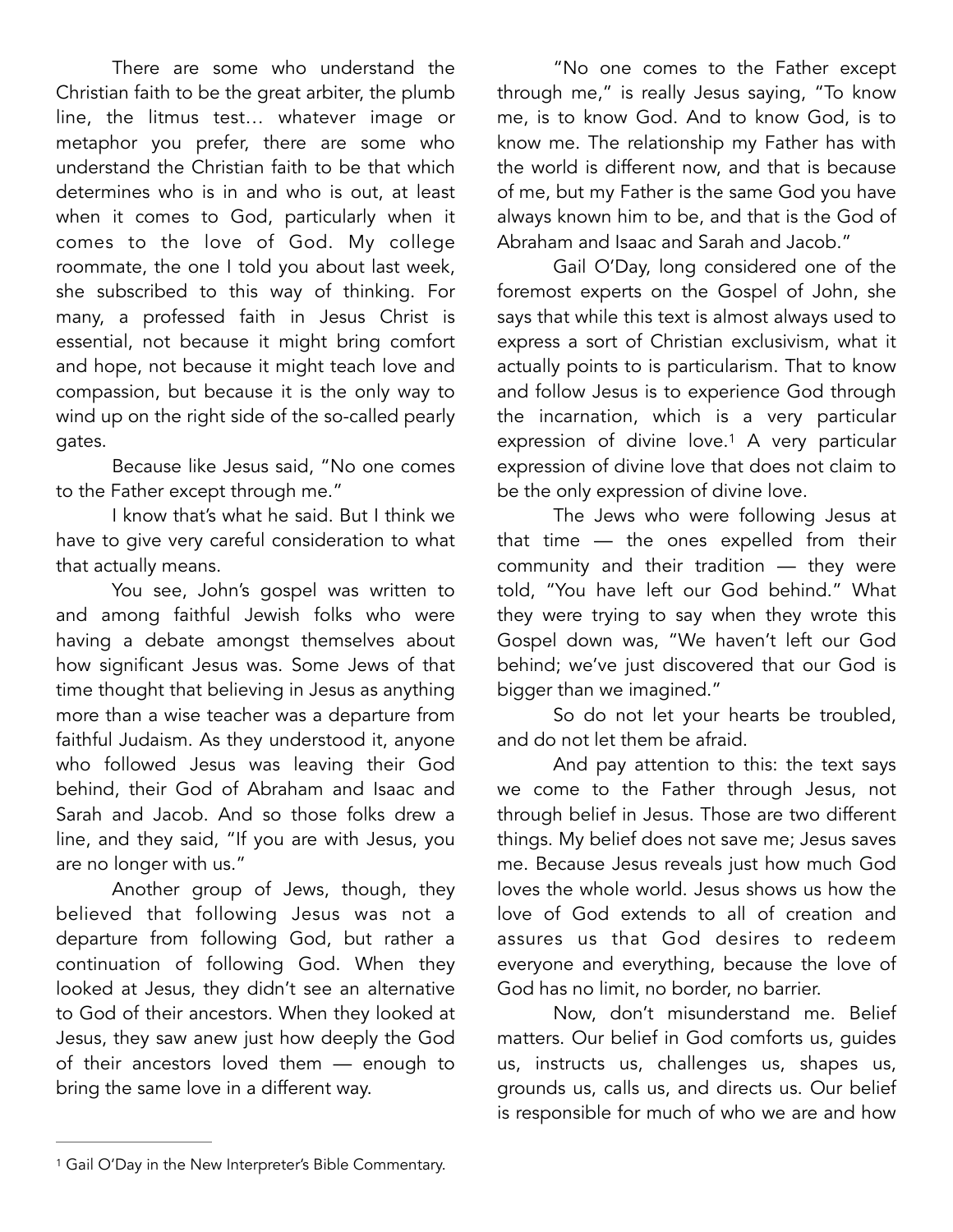There are some who understand the Christian faith to be the great arbiter, the plumb line, the litmus test… whatever image or metaphor you prefer, there are some who understand the Christian faith to be that which determines who is in and who is out, at least when it comes to God, particularly when it comes to the love of God. My college roommate, the one I told you about last week, she subscribed to this way of thinking. For many, a professed faith in Jesus Christ is essential, not because it might bring comfort and hope, not because it might teach love and compassion, but because it is the only way to wind up on the right side of the so-called pearly gates.

Because like Jesus said, "No one comes to the Father except through me."

I know that's what he said. But I think we have to give very careful consideration to what that actually means.

You see, John's gospel was written to and among faithful Jewish folks who were having a debate amongst themselves about how significant Jesus was. Some Jews of that time thought that believing in Jesus as anything more than a wise teacher was a departure from faithful Judaism. As they understood it, anyone who followed Jesus was leaving their God behind, their God of Abraham and Isaac and Sarah and Jacob. And so those folks drew a line, and they said, "If you are with Jesus, you are no longer with us."

Another group of Jews, though, they believed that following Jesus was not a departure from following God, but rather a continuation of following God. When they looked at Jesus, they didn't see an alternative to God of their ancestors. When they looked at Jesus, they saw anew just how deeply the God of their ancestors loved them — enough to bring the same love in a different way.

"No one comes to the Father except through me," is really Jesus saying, "To know me, is to know God. And to know God, is to know me. The relationship my Father has with the world is different now, and that is because of me, but my Father is the same God you have always known him to be, and that is the God of Abraham and Isaac and Sarah and Jacob."

Gail O'Day, long considered one of the foremost experts on the Gospel of John, she says that while this text is almost always used to express a sort of Christian exclusivism, what it actually points to is particularism. That to know and follow Jesus is to experience God through the incarnation, which is a very particular expression of divine love.[1] A very particular expression of divine love that does not claim to be the only expression of divine love.

The Jews who were following Jesus at that time — the ones expelled from their community and their tradition — they were told, "You have left our God behind." What they were trying to say when they wrote this Gospel down was, "We haven't left our God behind; we've just discovered that our God is bigger than we imagined."

So do not let your hearts be troubled, and do not let them be afraid.

And pay attention to this: the text says we come to the Father through Jesus, not through belief in Jesus. Those are two different things. My belief does not save me; Jesus saves me. Because Jesus reveals just how much God loves the whole world. Jesus shows us how the love of God extends to all of creation and assures us that God desires to redeem everyone and everything, because the love of God has no limit, no border, no barrier.

Now, don't misunderstand me. Belief matters. Our belief in God comforts us, guides us, instructs us, challenges us, shapes us, grounds us, calls us, and directs us. Our belief is responsible for much of who we are and how

---

[1] Gail O'Day in the New Interpreter's Bible Commentary.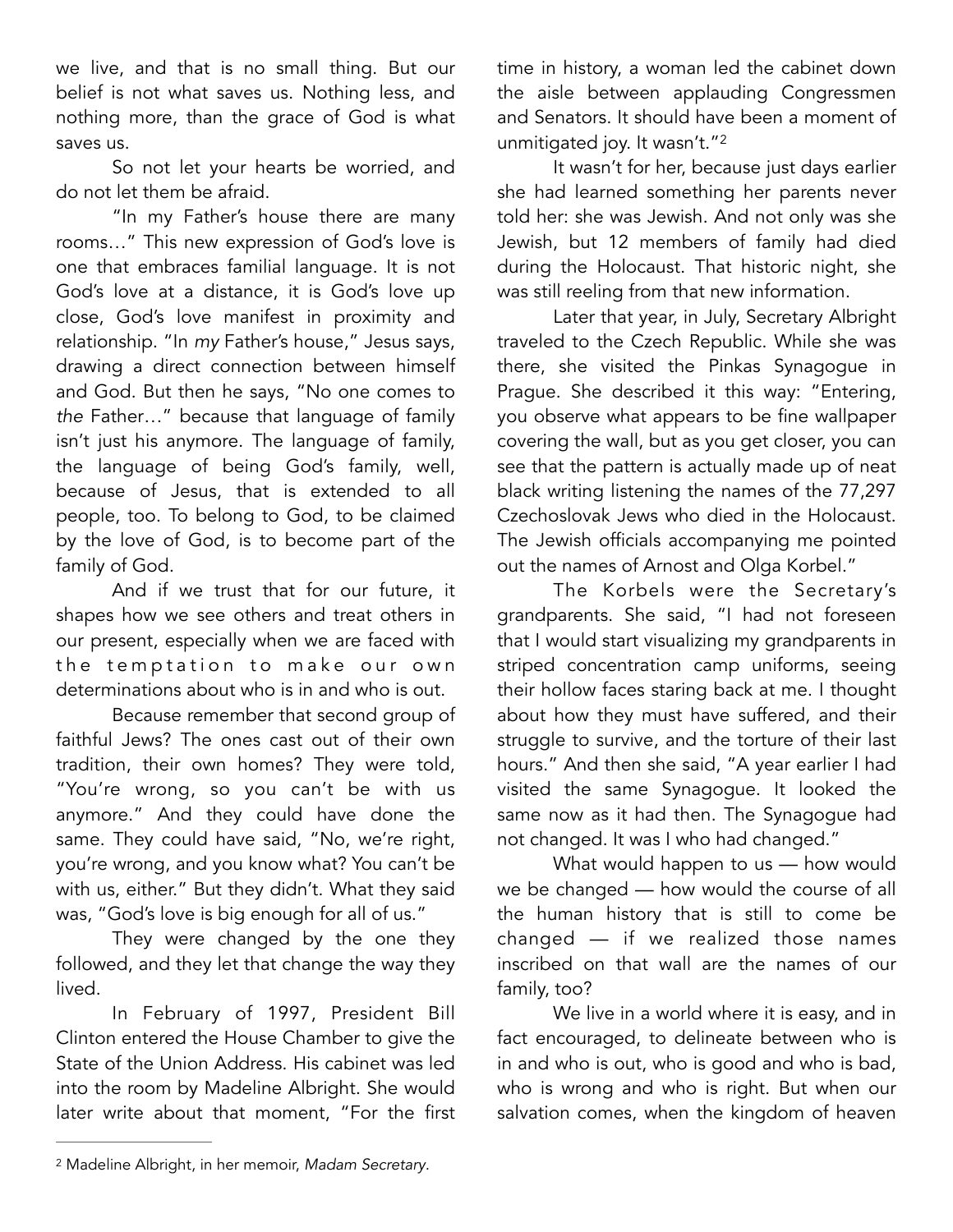we live, and that is no small thing. But our belief is not what saves us. Nothing less, and nothing more, than the grace of God is what saves us.

So not let your hearts be worried, and do not let them be afraid.

"In my Father's house there are many rooms…" This new expression of God's love is one that embraces familial language. It is not God's love at a distance, it is God's love up close, God's love manifest in proximity and relationship. "In *my* Father's house," Jesus says, drawing a direct connection between himself and God. But then he says, "No one comes to *the* Father…" because that language of family isn't just his anymore. The language of family, the language of being God's family, well, because of Jesus, that is extended to all people, too. To belong to God, to be claimed by the love of God, is to become part of the family of God.

And if we trust that for our future, it shapes how we see others and treat others in our present, especially when we are faced with the temptation to make our own determinations about who is in and who is out.

Because remember that second group of faithful Jews? The ones cast out of their own tradition, their own homes? They were told, "You're wrong, so you can't be with us anymore." And they could have done the same. They could have said, "No, we're right, you're wrong, and you know what? You can't be with us, either." But they didn't. What they said was, "God's love is big enough for all of us."

They were changed by the one they followed, and they let that change the way they lived.

In February of 1997, President Bill Clinton entered the House Chamber to give the State of the Union Address. His cabinet was led into the room by Madeline Albright. She would later write about that moment, "For the first time in history, a woman led the cabinet down the aisle between applauding Congressmen and Senators. It should have been a moment of unmitigated joy. It wasn't."[2]

It wasn't for her, because just days earlier she had learned something her parents never told her: she was Jewish. And not only was she Jewish, but 12 members of family had died during the Holocaust. That historic night, she was still reeling from that new information.

Later that year, in July, Secretary Albright traveled to the Czech Republic. While she was there, she visited the Pinkas Synagogue in Prague. She described it this way: "Entering, you observe what appears to be fine wallpaper covering the wall, but as you get closer, you can see that the pattern is actually made up of neat black writing listening the names of the 77,297 Czechoslovak Jews who died in the Holocaust. The Jewish officials accompanying me pointed out the names of Arnost and Olga Korbel."

The Korbels were the Secretary's grandparents. She said, "I had not foreseen that I would start visualizing my grandparents in striped concentration camp uniforms, seeing their hollow faces staring back at me. I thought about how they must have suffered, and their struggle to survive, and the torture of their last hours." And then she said, "A year earlier I had visited the same Synagogue. It looked the same now as it had then. The Synagogue had not changed. It was I who had changed."

What would happen to us — how would we be changed — how would the course of all the human history that is still to come be changed — if we realized those names inscribed on that wall are the names of our family, too?

We live in a world where it is easy, and in fact encouraged, to delineate between who is in and who is out, who is good and who is bad, who is wrong and who is right. But when our salvation comes, when the kingdom of heaven

---

[2] Madeline Albright, in her memoir, *Madam Secretary*.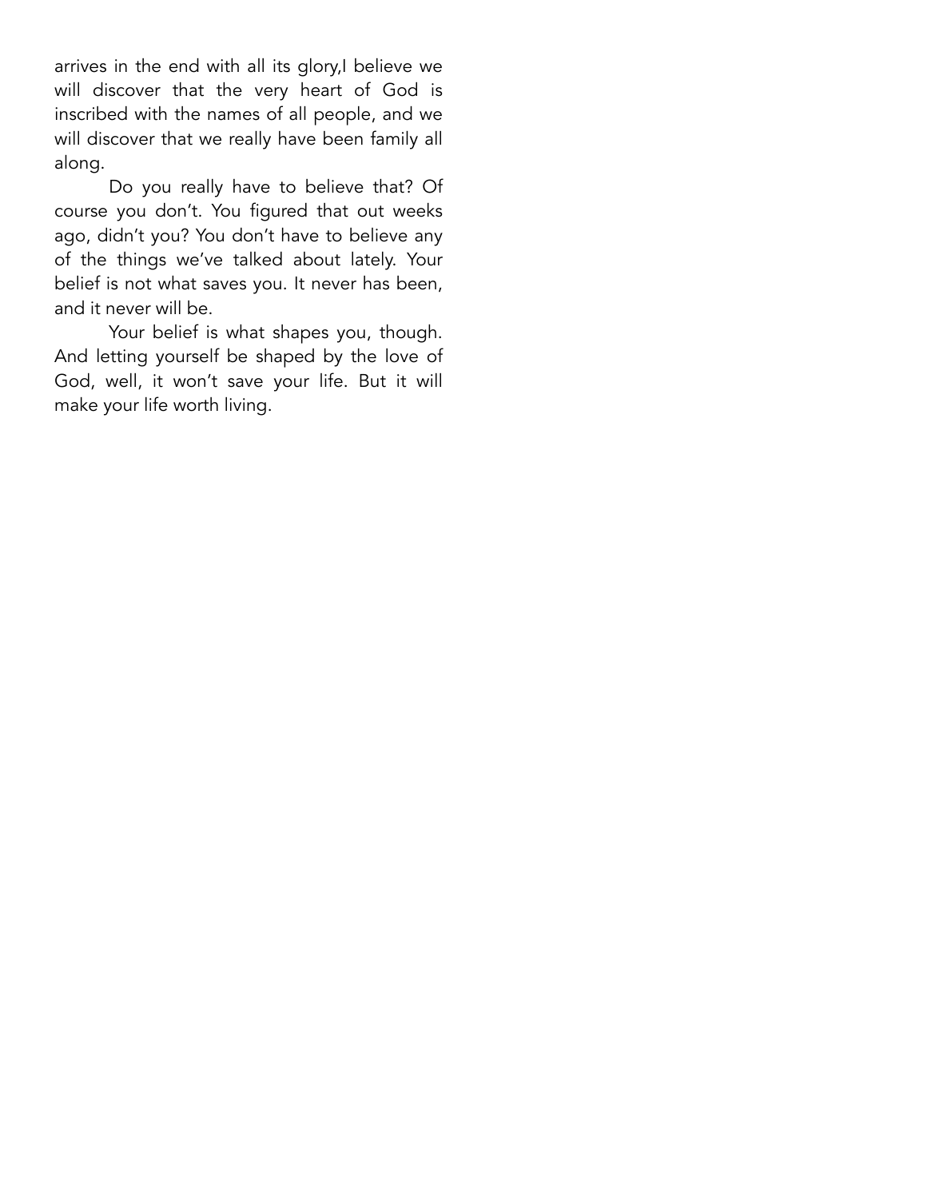arrives in the end with all its glory,I believe we will discover that the very heart of God is inscribed with the names of all people, and we will discover that we really have been family all along.

Do you really have to believe that? Of course you don't. You figured that out weeks ago, didn't you? You don't have to believe any of the things we've talked about lately. Your belief is not what saves you. It never has been, and it never will be.

Your belief is what shapes you, though. And letting yourself be shaped by the love of God, well, it won't save your life. But it will make your life worth living.